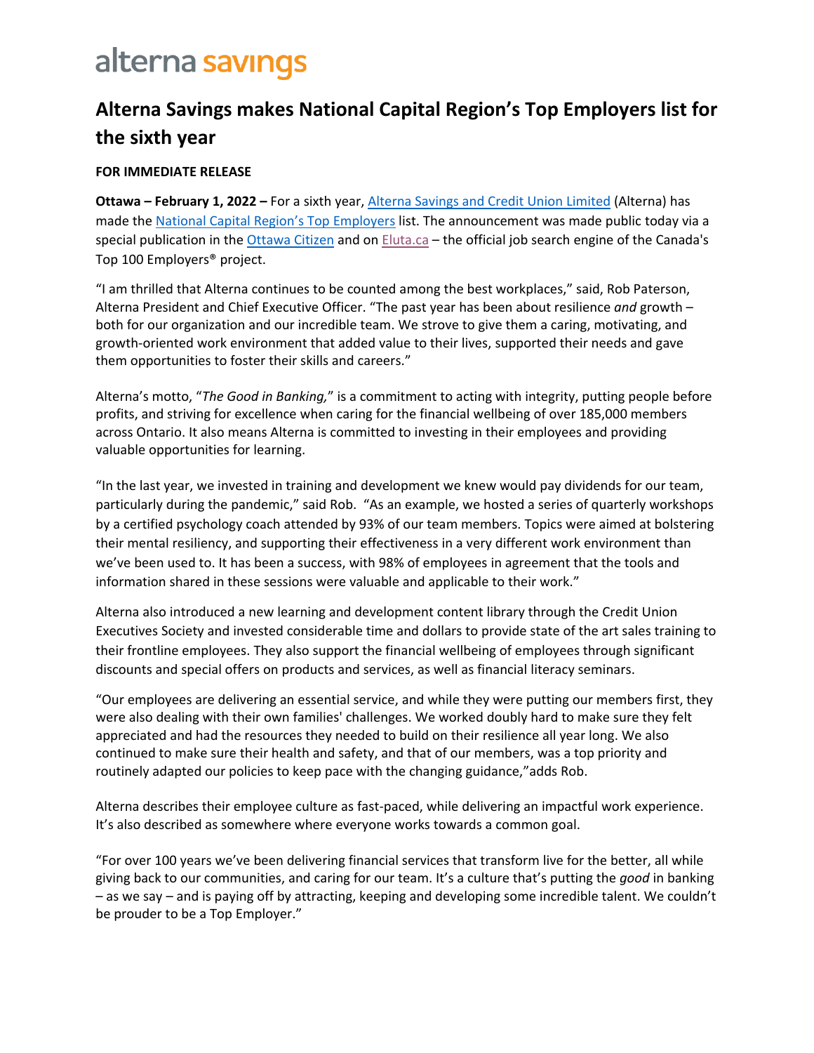alterna savings

# Alterna Savings makes National Capital Region's Top Employers list for the sixth year

**FOR IMMEDIATE RELEASE**

**Ottawa – February 1, 2022 –** For a sixth year, Alterna Savings and Credit Union Limited (Alterna) has made the National Capital Region's Top Employers list. The announcement was made public today via a special publication in the Ottawa Citizen and on Eluta.ca – the official job search engine of the Canada's Top 100 Employers® project.

"I am thrilled that Alterna continues to be counted among the best workplaces," said, Rob Paterson, Alterna President and Chief Executive Officer. "The past year has been about resilience *and* growth – both for our organization and our incredible team. We strove to give them a caring, motivating, and growth-oriented work environment that added value to their lives, supported their needs and gave them opportunities to foster their skills and careers."

Alterna's motto, "*The Good in Banking,*" is a commitment to acting with integrity, putting people before profits, and striving for excellence when caring for the financial wellbeing of over 185,000 members across Ontario. It also means Alterna is committed to investing in their employees and providing valuable opportunities for learning.

"In the last year, we invested in training and development we knew would pay dividends for our team, particularly during the pandemic," said Rob. "As an example, we hosted a series of quarterly workshops by a certified psychology coach attended by 93% of our team members. Topics were aimed at bolstering their mental resiliency, and supporting their effectiveness in a very different work environment than we've been used to. It has been a success, with 98% of employees in agreement that the tools and information shared in these sessions were valuable and applicable to their work."

Alterna also introduced a new learning and development content library through the Credit Union Executives Society and invested considerable time and dollars to provide state of the art sales training to their frontline employees. They also support the financial wellbeing of employees through significant discounts and special offers on products and services, as well as financial literacy seminars.

"Our employees are delivering an essential service, and while they were putting our members first, they were also dealing with their own families' challenges. We worked doubly hard to make sure they felt appreciated and had the resources they needed to build on their resilience all year long. We also continued to make sure their health and safety, and that of our members, was a top priority and routinely adapted our policies to keep pace with the changing guidance,"adds Rob.

Alterna describes their employee culture as fast-paced, while delivering an impactful work experience. It's also described as somewhere where everyone works towards a common goal.

"For over 100 years we've been delivering financial services that transform live for the better, all while giving back to our communities, and caring for our team. It's a culture that's putting the *good* in banking – as we say – and is paying off by attracting, keeping and developing some incredible talent. We couldn't be prouder to be a Top Employer."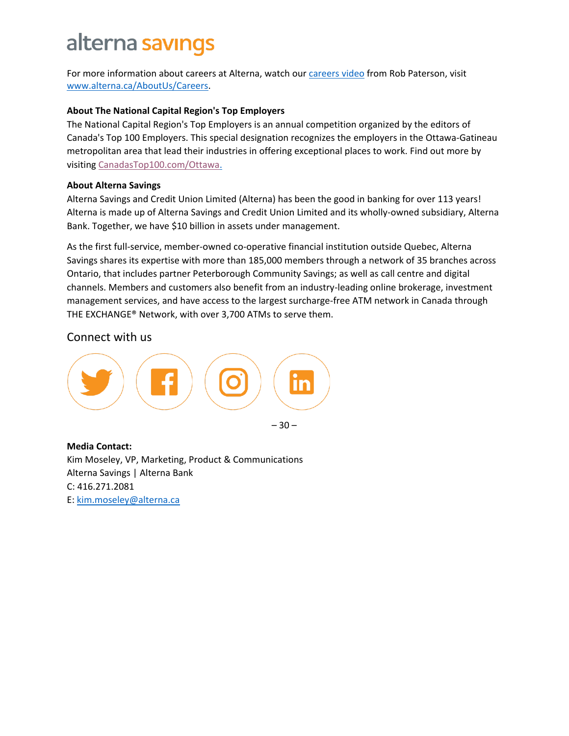alterna savings

For more information about careers at Alterna, watch our careers video from Rob Paterson, visit www.alterna.ca/AboutUs/Careers.

**About The National Capital Region's Top Employers**
The National Capital Region's Top Employers is an annual competition organized by the editors of Canada's Top 100 Employers. This special designation recognizes the employers in the Ottawa-Gatineau metropolitan area that lead their industries in offering exceptional places to work. Find out more by visiting CanadasTop100.com/Ottawa.

**About Alterna Savings**
Alterna Savings and Credit Union Limited (Alterna) has been the good in banking for over 113 years! Alterna is made up of Alterna Savings and Credit Union Limited and its wholly-owned subsidiary, Alterna Bank. Together, we have $10 billion in assets under management.

As the first full-service, member-owned co-operative financial institution outside Quebec, Alterna Savings shares its expertise with more than 185,000 members through a network of 35 branches across Ontario, that includes partner Peterborough Community Savings; as well as call centre and digital channels. Members and customers also benefit from an industry-leading online brokerage, investment management services, and have access to the largest surcharge-free ATM network in Canada through THE EXCHANGE® Network, with over 3,700 ATMs to serve them.

## Connect with us

– 30 –

**Media Contact:**
Kim Moseley, VP, Marketing, Product & Communications
Alterna Savings | Alterna Bank
C: 416.271.2081
E: kim.moseley@alterna.ca